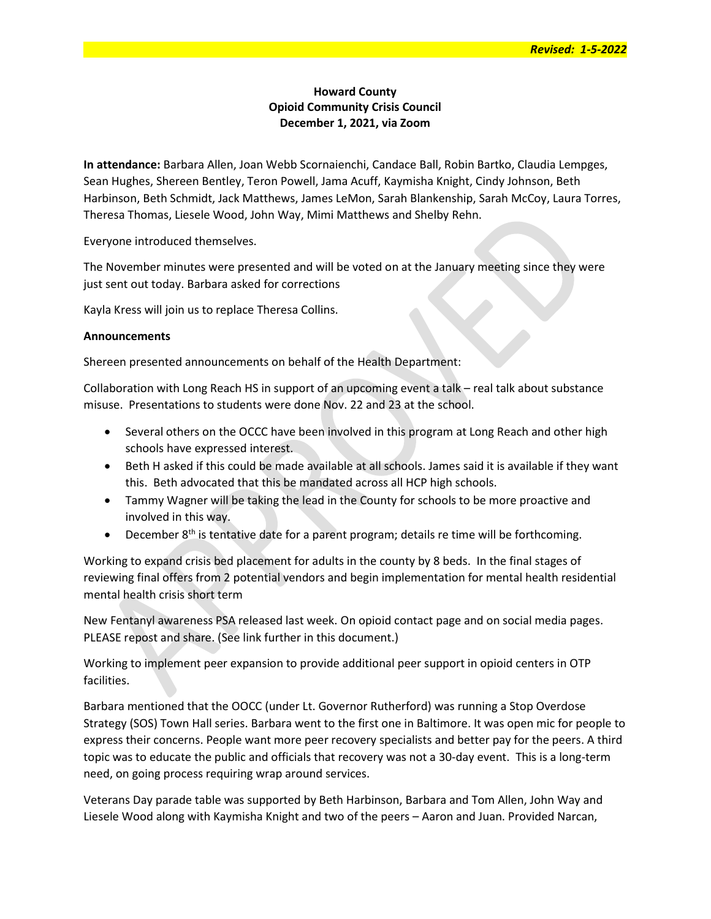***Revised: 1-5-2022***

**Howard County**
**Opioid Community Crisis Council**
**December 1, 2021, via Zoom**

**In attendance:** Barbara Allen, Joan Webb Scornaienchi, Candace Ball, Robin Bartko, Claudia Lempges, Sean Hughes, Shereen Bentley, Teron Powell, Jama Acuff, Kaymisha Knight, Cindy Johnson, Beth Harbinson, Beth Schmidt, Jack Matthews, James LeMon, Sarah Blankenship, Sarah McCoy, Laura Torres, Theresa Thomas, Liesele Wood, John Way, Mimi Matthews and Shelby Rehn.

Everyone introduced themselves.

The November minutes were presented and will be voted on at the January meeting since they were just sent out today. Barbara asked for corrections

Kayla Kress will join us to replace Theresa Collins.

**Announcements**

Shereen presented announcements on behalf of the Health Department:

Collaboration with Long Reach HS in support of an upcoming event a talk – real talk about substance misuse. Presentations to students were done Nov. 22 and 23 at the school.

- Several others on the OCCC have been involved in this program at Long Reach and other high schools have expressed interest.
- Beth H asked if this could be made available at all schools. James said it is available if they want this. Beth advocated that this be mandated across all HCP high schools.
- Tammy Wagner will be taking the lead in the County for schools to be more proactive and involved in this way.
- December 8th is tentative date for a parent program; details re time will be forthcoming.

Working to expand crisis bed placement for adults in the county by 8 beds. In the final stages of reviewing final offers from 2 potential vendors and begin implementation for mental health residential mental health crisis short term

New Fentanyl awareness PSA released last week. On opioid contact page and on social media pages. PLEASE repost and share. (See link further in this document.)

Working to implement peer expansion to provide additional peer support in opioid centers in OTP facilities.

Barbara mentioned that the OOCC (under Lt. Governor Rutherford) was running a Stop Overdose Strategy (SOS) Town Hall series. Barbara went to the first one in Baltimore. It was open mic for people to express their concerns. People want more peer recovery specialists and better pay for the peers. A third topic was to educate the public and officials that recovery was not a 30-day event. This is a long-term need, on going process requiring wrap around services.

Veterans Day parade table was supported by Beth Harbinson, Barbara and Tom Allen, John Way and Liesele Wood along with Kaymisha Knight and two of the peers – Aaron and Juan. Provided Narcan,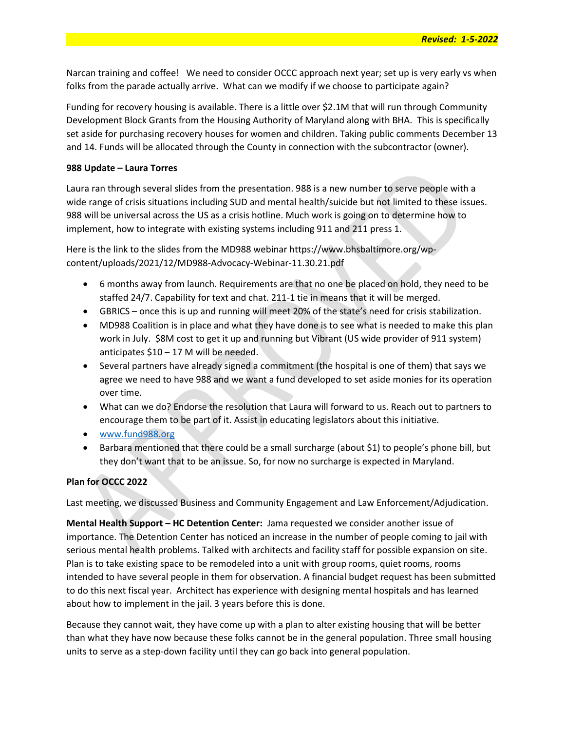Narcan training and coffee! We need to consider OCCC approach next year; set up is very early vs when folks from the parade actually arrive. What can we modify if we choose to participate again?

Funding for recovery housing is available. There is a little over $2.1M that will run through Community Development Block Grants from the Housing Authority of Maryland along with BHA. This is specifically set aside for purchasing recovery houses for women and children. Taking public comments December 13 and 14. Funds will be allocated through the County in connection with the subcontractor (owner).

**988 Update – Laura Torres**

Laura ran through several slides from the presentation. 988 is a new number to serve people with a wide range of crisis situations including SUD and mental health/suicide but not limited to these issues. 988 will be universal across the US as a crisis hotline. Much work is going on to determine how to implement, how to integrate with existing systems including 911 and 211 press 1.

Here is the link to the slides from the MD988 webinar https://www.bhsbaltimore.org/wp-content/uploads/2021/12/MD988-Advocacy-Webinar-11.30.21.pdf

- 6 months away from launch. Requirements are that no one be placed on hold, they need to be staffed 24/7. Capability for text and chat. 211-1 tie in means that it will be merged.
- GBRICS – once this is up and running will meet 20% of the state's need for crisis stabilization.
- MD988 Coalition is in place and what they have done is to see what is needed to make this plan work in July. $8M cost to get it up and running but Vibrant (US wide provider of 911 system) anticipates $10 – 17 M will be needed.
- Several partners have already signed a commitment (the hospital is one of them) that says we agree we need to have 988 and we want a fund developed to set aside monies for its operation over time.
- What can we do? Endorse the resolution that Laura will forward to us. Reach out to partners to encourage them to be part of it. Assist in educating legislators about this initiative.
- [www.fund988.org](http://www.fund988.org)
- Barbara mentioned that there could be a small surcharge (about $1) to people's phone bill, but they don't want that to be an issue. So, for now no surcharge is expected in Maryland.

**Plan for OCCC 2022**

Last meeting, we discussed Business and Community Engagement and Law Enforcement/Adjudication.

**Mental Health Support – HC Detention Center:** Jama requested we consider another issue of importance. The Detention Center has noticed an increase in the number of people coming to jail with serious mental health problems. Talked with architects and facility staff for possible expansion on site. Plan is to take existing space to be remodeled into a unit with group rooms, quiet rooms, rooms intended to have several people in them for observation. A financial budget request has been submitted to do this next fiscal year. Architect has experience with designing mental hospitals and has learned about how to implement in the jail. 3 years before this is done.

Because they cannot wait, they have come up with a plan to alter existing housing that will be better than what they have now because these folks cannot be in the general population. Three small housing units to serve as a step-down facility until they can go back into general population.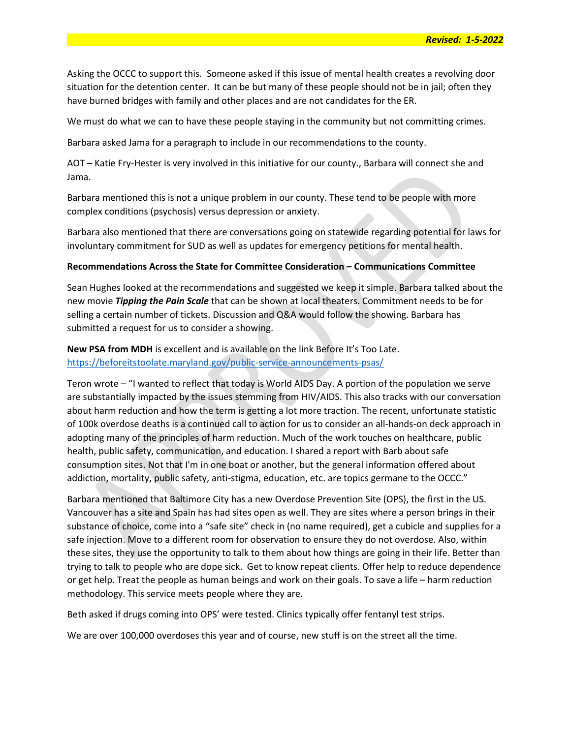Asking the OCCC to support this. Someone asked if this issue of mental health creates a revolving door situation for the detention center. It can be but many of these people should not be in jail; often they have burned bridges with family and other places and are not candidates for the ER.

We must do what we can to have these people staying in the community but not committing crimes.

Barbara asked Jama for a paragraph to include in our recommendations to the county.

AOT – Katie Fry-Hester is very involved in this initiative for our county., Barbara will connect she and Jama.

Barbara mentioned this is not a unique problem in our county. These tend to be people with more complex conditions (psychosis) versus depression or anxiety.

Barbara also mentioned that there are conversations going on statewide regarding potential for laws for involuntary commitment for SUD as well as updates for emergency petitions for mental health.

**Recommendations Across the State for Committee Consideration – Communications Committee**

Sean Hughes looked at the recommendations and suggested we keep it simple. Barbara talked about the new movie ***Tipping the Pain Scale*** that can be shown at local theaters. Commitment needs to be for selling a certain number of tickets. Discussion and Q&A would follow the showing. Barbara has submitted a request for us to consider a showing.

**New PSA from MDH** is excellent and is available on the link Before It's Too Late.
https://beforeitstoolate.maryland.gov/public-service-announcements-psas/

Teron wrote – "I wanted to reflect that today is World AIDS Day. A portion of the population we serve are substantially impacted by the issues stemming from HIV/AIDS. This also tracks with our conversation about harm reduction and how the term is getting a lot more traction. The recent, unfortunate statistic of 100k overdose deaths is a continued call to action for us to consider an all-hands-on deck approach in adopting many of the principles of harm reduction. Much of the work touches on healthcare, public health, public safety, communication, and education. I shared a report with Barb about safe consumption sites. Not that I'm in one boat or another, but the general information offered about addiction, mortality, public safety, anti-stigma, education, etc. are topics germane to the OCCC."

Barbara mentioned that Baltimore City has a new Overdose Prevention Site (OPS), the first in the US. Vancouver has a site and Spain has had sites open as well. They are sites where a person brings in their substance of choice, come into a "safe site" check in (no name required), get a cubicle and supplies for a safe injection. Move to a different room for observation to ensure they do not overdose. Also, within these sites, they use the opportunity to talk to them about how things are going in their life. Better than trying to talk to people who are dope sick. Get to know repeat clients. Offer help to reduce dependence or get help. Treat the people as human beings and work on their goals. To save a life – harm reduction methodology. This service meets people where they are.

Beth asked if drugs coming into OPS' were tested. Clinics typically offer fentanyl test strips.

We are over 100,000 overdoses this year and of course, new stuff is on the street all the time.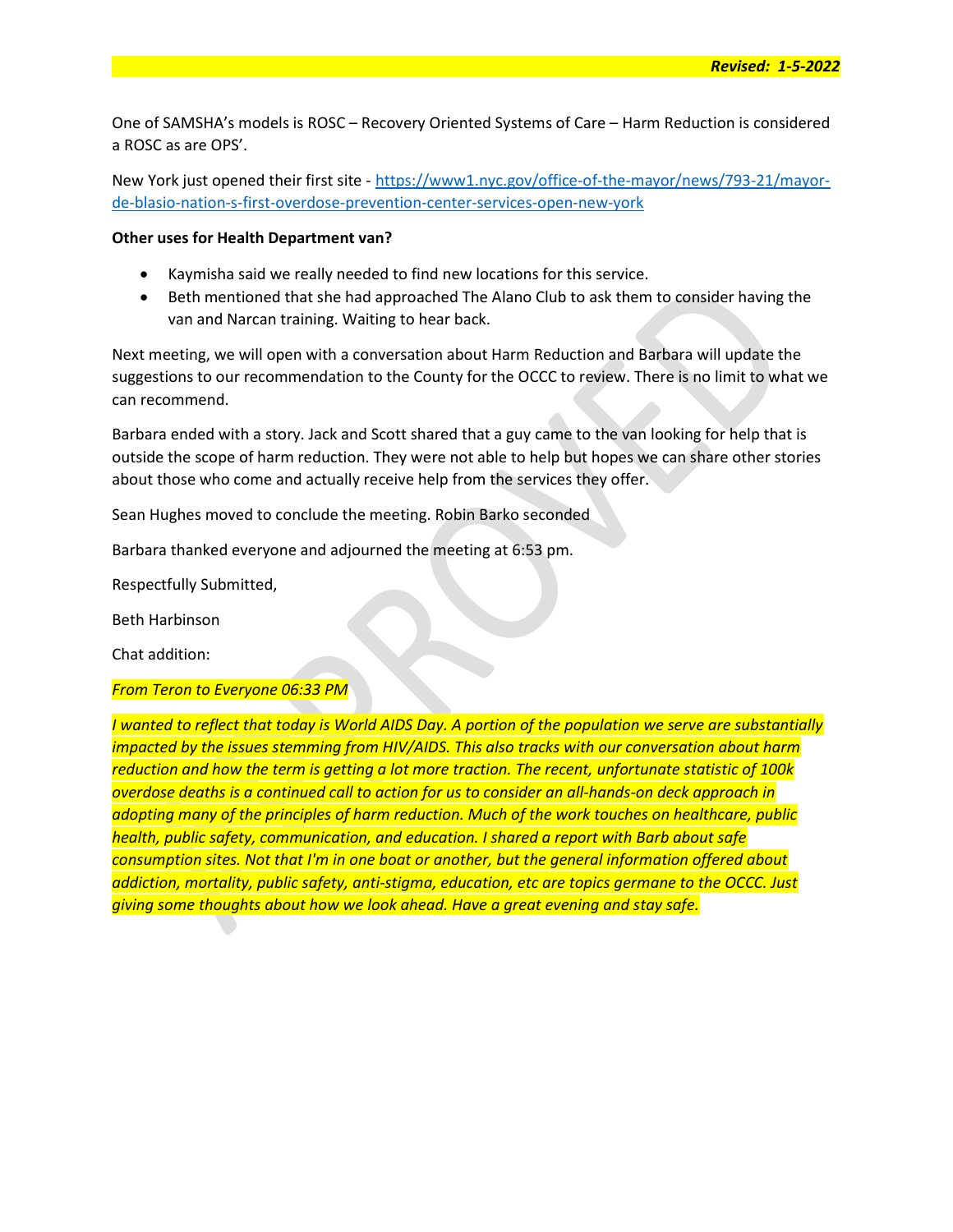***Revised: 1-5-2022***

One of SAMSHA's models is ROSC – Recovery Oriented Systems of Care – Harm Reduction is considered a ROSC as are OPS'.

New York just opened their first site - [https://www1.nyc.gov/office-of-the-mayor/news/793-21/mayor-de-blasio-nation-s-first-overdose-prevention-center-services-open-new-york](https://www1.nyc.gov/office-of-the-mayor/news/793-21/mayor-de-blasio-nation-s-first-overdose-prevention-center-services-open-new-york)

**Other uses for Health Department van?**

- Kaymisha said we really needed to find new locations for this service.
- Beth mentioned that she had approached The Alano Club to ask them to consider having the van and Narcan training. Waiting to hear back.

Next meeting, we will open with a conversation about Harm Reduction and Barbara will update the suggestions to our recommendation to the County for the OCCC to review. There is no limit to what we can recommend.

Barbara ended with a story. Jack and Scott shared that a guy came to the van looking for help that is outside the scope of harm reduction. They were not able to help but hopes we can share other stories about those who come and actually receive help from the services they offer.

Sean Hughes moved to conclude the meeting. Robin Barko seconded

Barbara thanked everyone and adjourned the meeting at 6:53 pm.

Respectfully Submitted,

Beth Harbinson

Chat addition:

*From Teron to Everyone 06:33 PM*

*I wanted to reflect that today is World AIDS Day. A portion of the population we serve are substantially impacted by the issues stemming from HIV/AIDS. This also tracks with our conversation about harm reduction and how the term is getting a lot more traction. The recent, unfortunate statistic of 100k overdose deaths is a continued call to action for us to consider an all-hands-on deck approach in adopting many of the principles of harm reduction. Much of the work touches on healthcare, public health, public safety, communication, and education. I shared a report with Barb about safe consumption sites. Not that I'm in one boat or another, but the general information offered about addiction, mortality, public safety, anti-stigma, education, etc are topics germane to the OCCC. Just giving some thoughts about how we look ahead. Have a great evening and stay safe.*